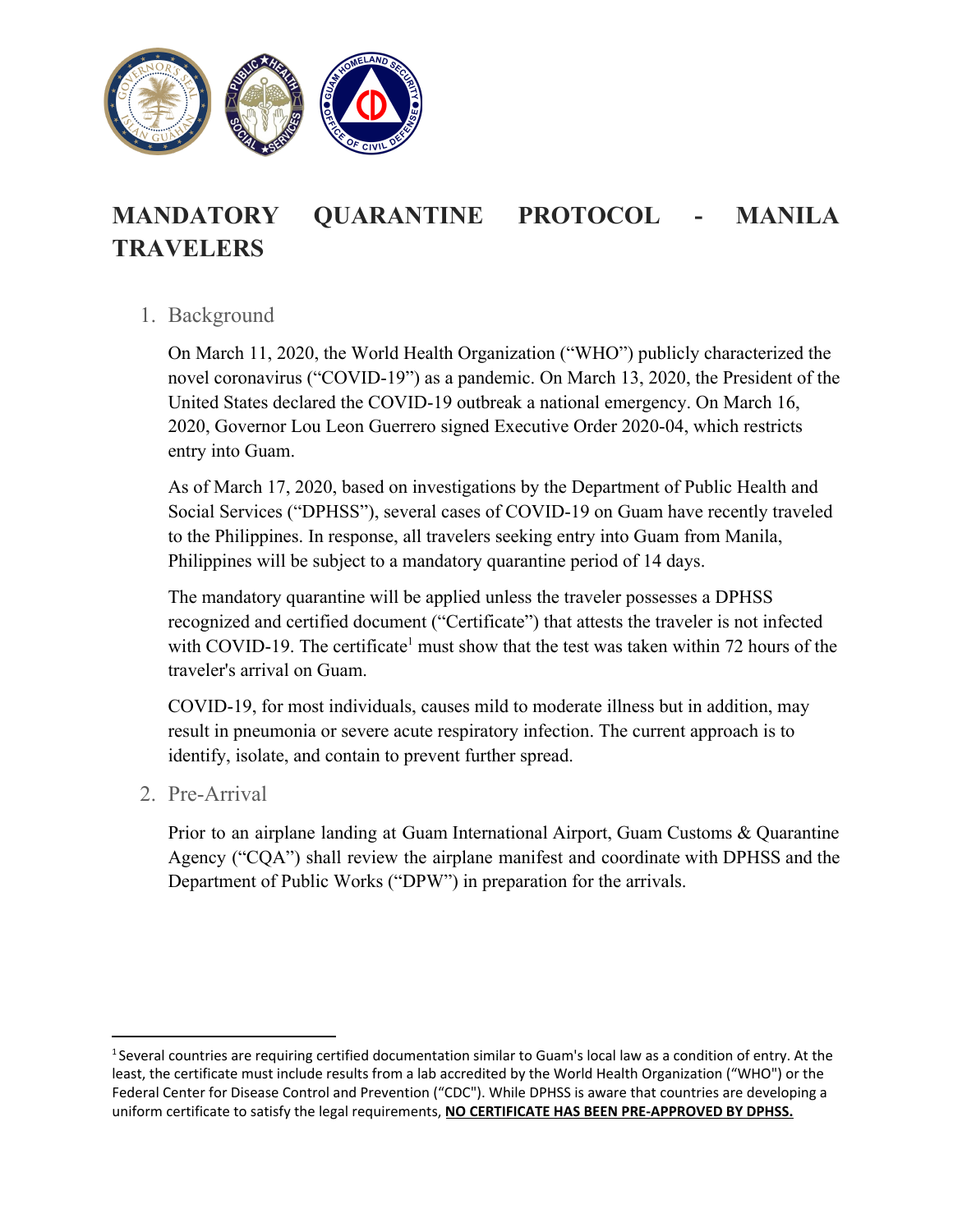# MANDATORY QUARANTINE PROTOCOL - MANILA TRAVELERS

1. Background

   On March 11, 2020, the World Health Organization ("WHO") publicly characterized the novel coronavirus ("COVID-19") as a pandemic. On March 13, 2020, the President of the United States declared the COVID-19 outbreak a national emergency. On March 16, 2020, Governor Lou Leon Guerrero signed Executive Order 2020-04, which restricts entry into Guam.

   As of March 17, 2020, based on investigations by the Department of Public Health and Social Services ("DPHSS"), several cases of COVID-19 on Guam have recently traveled to the Philippines. In response, all travelers seeking entry into Guam from Manila, Philippines will be subject to a mandatory quarantine period of 14 days.

   The mandatory quarantine will be applied unless the traveler possesses a DPHSS recognized and certified document ("Certificate") that attests the traveler is not infected with COVID-19. The certificate[1] must show that the test was taken within 72 hours of the traveler's arrival on Guam.

   COVID-19, for most individuals, causes mild to moderate illness but in addition, may result in pneumonia or severe acute respiratory infection. The current approach is to identify, isolate, and contain to prevent further spread.

2. Pre-Arrival

   Prior to an airplane landing at Guam International Airport, Guam Customs & Quarantine Agency ("CQA") shall review the airplane manifest and coordinate with DPHSS and the Department of Public Works ("DPW") in preparation for the arrivals.

---

[1] Several countries are requiring certified documentation similar to Guam's local law as a condition of entry. At the least, the certificate must include results from a lab accredited by the World Health Organization ("WHO") or the Federal Center for Disease Control and Prevention ("CDC"). While DPHSS is aware that countries are developing a uniform certificate to satisfy the legal requirements, **NO CERTIFICATE HAS BEEN PRE-APPROVED BY DPHSS.**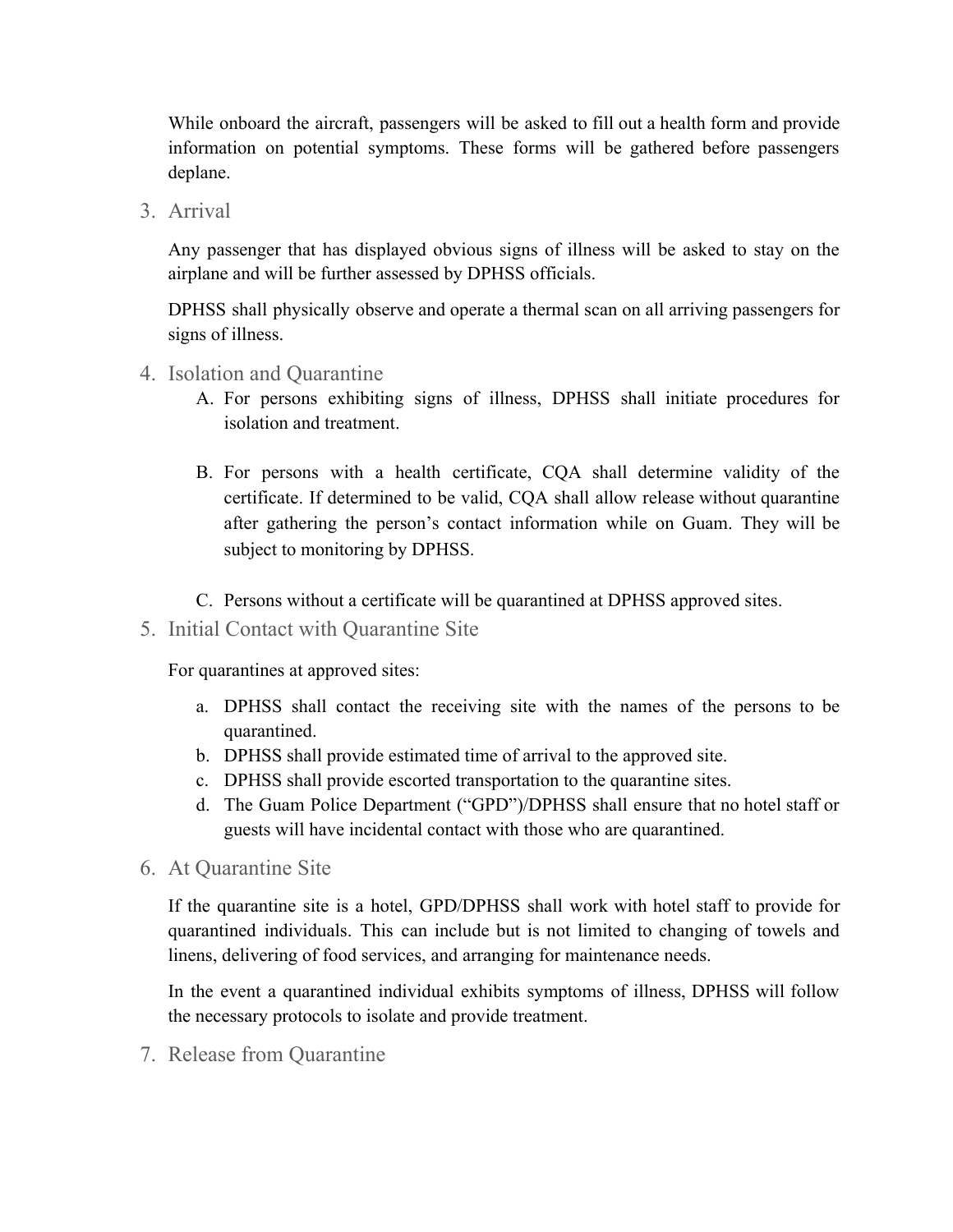While onboard the aircraft, passengers will be asked to fill out a health form and provide information on potential symptoms. These forms will be gathered before passengers deplane.

## 3. Arrival

Any passenger that has displayed obvious signs of illness will be asked to stay on the airplane and will be further assessed by DPHSS officials.

DPHSS shall physically observe and operate a thermal scan on all arriving passengers for signs of illness.

## 4. Isolation and Quarantine

A. For persons exhibiting signs of illness, DPHSS shall initiate procedures for isolation and treatment.

B. For persons with a health certificate, CQA shall determine validity of the certificate. If determined to be valid, CQA shall allow release without quarantine after gathering the person's contact information while on Guam. They will be subject to monitoring by DPHSS.

C. Persons without a certificate will be quarantined at DPHSS approved sites.

## 5. Initial Contact with Quarantine Site

For quarantines at approved sites:

a. DPHSS shall contact the receiving site with the names of the persons to be quarantined.
b. DPHSS shall provide estimated time of arrival to the approved site.
c. DPHSS shall provide escorted transportation to the quarantine sites.
d. The Guam Police Department ("GPD")/DPHSS shall ensure that no hotel staff or guests will have incidental contact with those who are quarantined.

## 6. At Quarantine Site

If the quarantine site is a hotel, GPD/DPHSS shall work with hotel staff to provide for quarantined individuals. This can include but is not limited to changing of towels and linens, delivering of food services, and arranging for maintenance needs.

In the event a quarantined individual exhibits symptoms of illness, DPHSS will follow the necessary protocols to isolate and provide treatment.

## 7. Release from Quarantine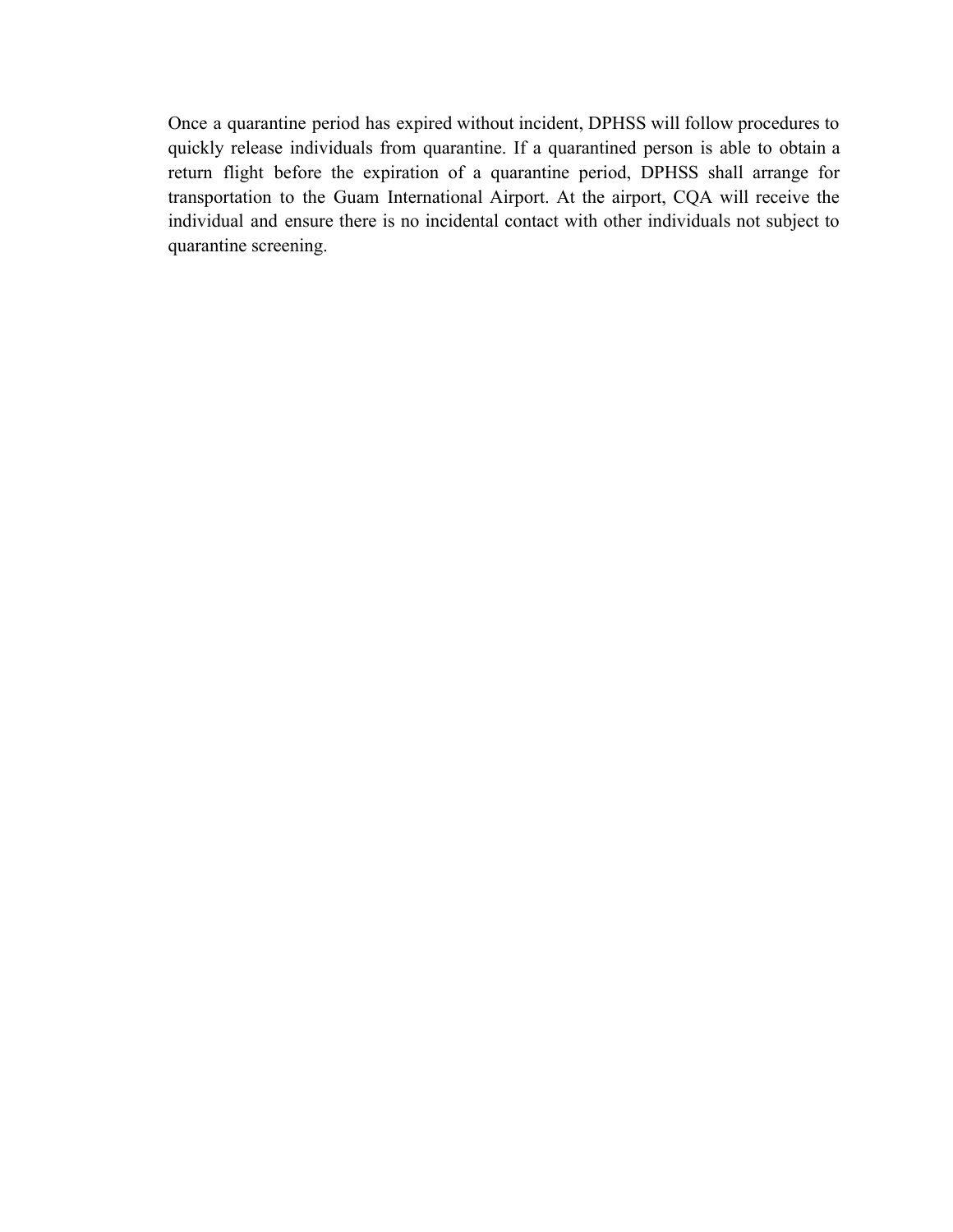Once a quarantine period has expired without incident, DPHSS will follow procedures to quickly release individuals from quarantine. If a quarantined person is able to obtain a return flight before the expiration of a quarantine period, DPHSS shall arrange for transportation to the Guam International Airport. At the airport, CQA will receive the individual and ensure there is no incidental contact with other individuals not subject to quarantine screening.